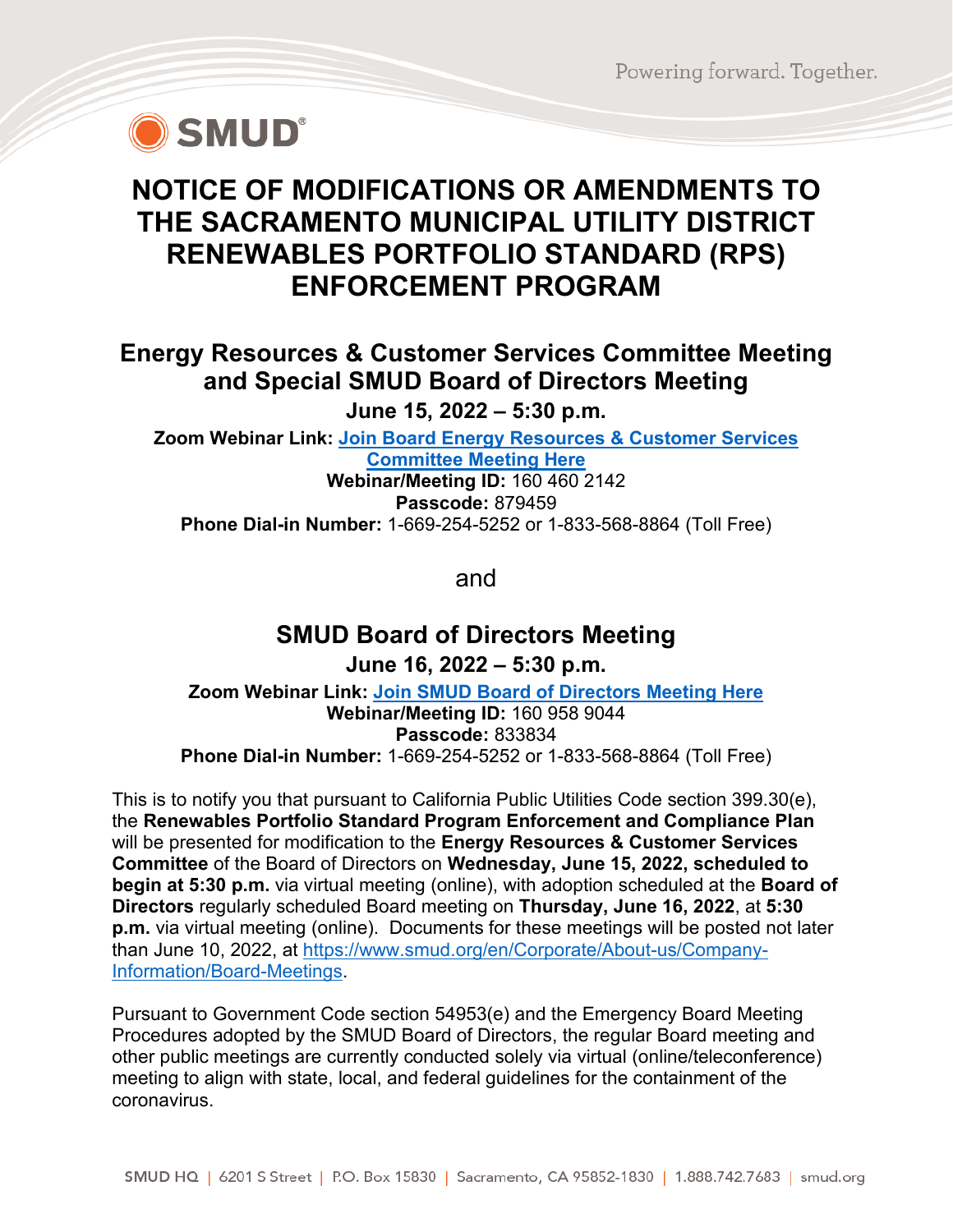# NOTICE OF MODIFICATIONS OR AMENDMENTS TO THE SACRAMENTO MUNICIPAL UTILITY DISTRICT RENEWABLES PORTFOLIO STANDARD (RPS) ENFORCEMENT PROGRAM

## Energy Resources & Customer Services Committee Meeting and Special SMUD Board of Directors Meeting

**June 15, 2022 – 5:30 p.m.**

**Zoom Webinar Link:** Join Board Energy Resources & Customer Services Committee Meeting Here
**Webinar/Meeting ID:** 160 460 2142
**Passcode:** 879459
**Phone Dial-in Number:** 1-669-254-5252 or 1-833-568-8864 (Toll Free)

and

## SMUD Board of Directors Meeting

**June 16, 2022 – 5:30 p.m.**

**Zoom Webinar Link:** Join SMUD Board of Directors Meeting Here
**Webinar/Meeting ID:** 160 958 9044
**Passcode:** 833834
**Phone Dial-in Number:** 1-669-254-5252 or 1-833-568-8864 (Toll Free)

This is to notify you that pursuant to California Public Utilities Code section 399.30(e), the **Renewables Portfolio Standard Program Enforcement and Compliance Plan** will be presented for modification to the **Energy Resources & Customer Services Committee** of the Board of Directors on **Wednesday, June 15, 2022, scheduled to begin at 5:30 p.m.** via virtual meeting (online), with adoption scheduled at the **Board of Directors** regularly scheduled Board meeting on **Thursday, June 16, 2022**, at **5:30 p.m.** via virtual meeting (online). Documents for these meetings will be posted not later than June 10, 2022, at https://www.smud.org/en/Corporate/About-us/Company-Information/Board-Meetings.

Pursuant to Government Code section 54953(e) and the Emergency Board Meeting Procedures adopted by the SMUD Board of Directors, the regular Board meeting and other public meetings are currently conducted solely via virtual (online/teleconference) meeting to align with state, local, and federal guidelines for the containment of the coronavirus.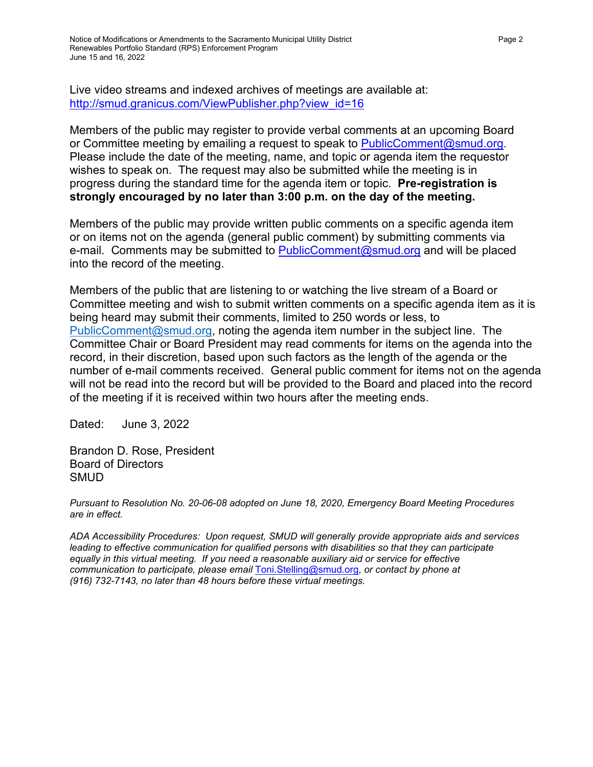Live video streams and indexed archives of meetings are available at:
[http://smud.granicus.com/ViewPublisher.php?view_id=16](http://smud.granicus.com/ViewPublisher.php?view_id=16)

Members of the public may register to provide verbal comments at an upcoming Board or Committee meeting by emailing a request to speak to PublicComment@smud.org. Please include the date of the meeting, name, and topic or agenda item the requestor wishes to speak on. The request may also be submitted while the meeting is in progress during the standard time for the agenda item or topic. **Pre-registration is strongly encouraged by no later than 3:00 p.m. on the day of the meeting.**

Members of the public may provide written public comments on a specific agenda item or on items not on the agenda (general public comment) by submitting comments via e-mail. Comments may be submitted to PublicComment@smud.org and will be placed into the record of the meeting.

Members of the public that are listening to or watching the live stream of a Board or Committee meeting and wish to submit written comments on a specific agenda item as it is being heard may submit their comments, limited to 250 words or less, to PublicComment@smud.org, noting the agenda item number in the subject line. The Committee Chair or Board President may read comments for items on the agenda into the record, in their discretion, based upon such factors as the length of the agenda or the number of e-mail comments received. General public comment for items not on the agenda will not be read into the record but will be provided to the Board and placed into the record of the meeting if it is received within two hours after the meeting ends.

Dated: June 3, 2022

Brandon D. Rose, President
Board of Directors
SMUD

*Pursuant to Resolution No. 20-06-08 adopted on June 18, 2020, Emergency Board Meeting Procedures are in effect.*

*ADA Accessibility Procedures: Upon request, SMUD will generally provide appropriate aids and services leading to effective communication for qualified persons with disabilities so that they can participate equally in this virtual meeting. If you need a reasonable auxiliary aid or service for effective communication to participate, please email Toni.Stelling@smud.org, or contact by phone at (916) 732-7143, no later than 48 hours before these virtual meetings.*